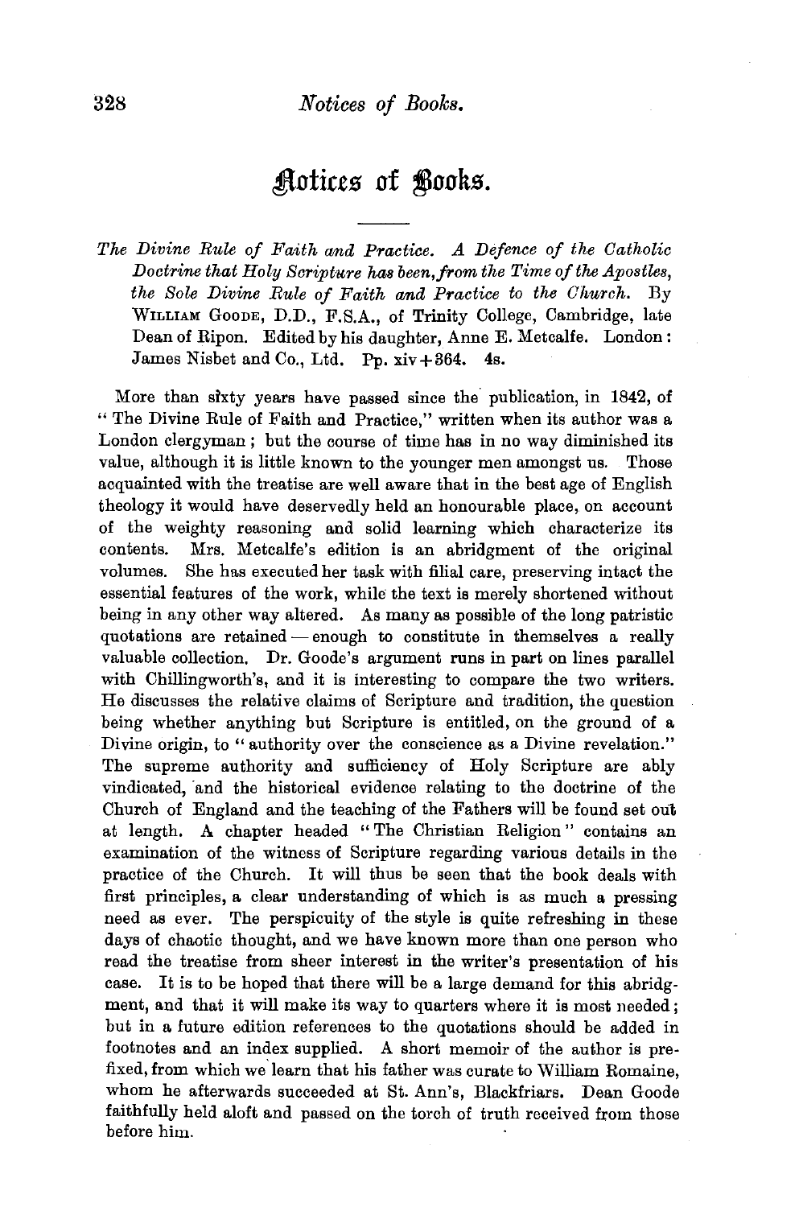# Notices of Books.

*The Divine Rule of Faith and Practice. A Defence of the Catholic Doctrine that Holy Scripture has been, from the Time of the Apostles, the Sole Divine Rule of Faith and Practice to the Church.* By WILLIAM GOODE, D.D., F.S.A., of Trinity College, Cambridge, late Dean of Ripon. Edited by his daughter, Anne E. Metcalfe. London: James Nisbet and Co., Ltd. Pp. xiv + 364. 4s.

More than sixty years have passed since the publication, in 1842, of "The Divine Rule of Faith and Practice," written when its author was a London clergyman; but the course of time has in no way diminished its value, although it is little known to the younger men amongst us. Those acquainted with the treatise are well aware that in the best age of English theology it would have deservedly held an honourable place, on account of the weighty reasoning and solid learning which characterize its contents. Mrs. Metcalfe's edition is an abridgment of the original volumes. She has executed her task with filial care, preserving intact the essential features of the work, while the text is merely shortened without being in any other way altered. As many as possible of the long patristic quotations are retained — enough to constitute in themselves a really valuable collection. Dr. Goode's argument runs in part on lines parallel with Chillingworth's, and it is interesting to compare the two writers. He discusses the relative claims of Scripture and tradition, the question being whether anything but Scripture is entitled, on the ground of a Divine origin, to "authority over the conscience as a Divine revelation." The supreme authority and sufficiency of Holy Scripture are ably vindicated, and the historical evidence relating to the doctrine of the Church of England and the teaching of the Fathers will be found set out at length. A chapter headed "The Christian Religion" contains an examination of the witness of Scripture regarding various details in the practice of the Church. It will thus be seen that the book deals with first principles, a clear understanding of which is as much a pressing need as ever. The perspicuity of the style is quite refreshing in these days of chaotic thought, and we have known more than one person who read the treatise from sheer interest in the writer's presentation of his case. It is to be hoped that there will be a large demand for this abridgment, and that it will make its way to quarters where it is most needed; but in a future edition references to the quotations should be added in footnotes and an index supplied. A short memoir of the author is prefixed, from which we learn that his father was curate to William Romaine, whom he afterwards succeeded at St. Ann's, Blackfriars. Dean Goode faithfully held aloft and passed on the torch of truth received from those before him.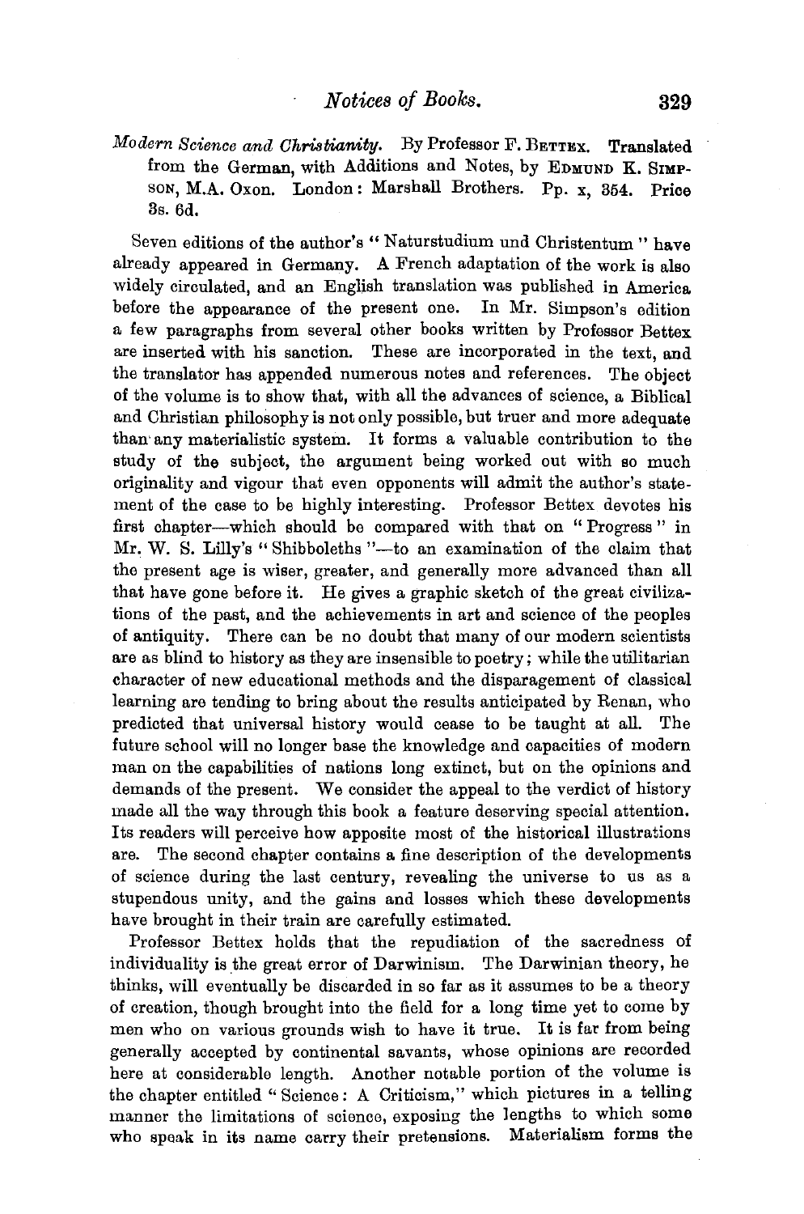*Modern Science and Christianity.* By Professor F. BETTEX. Translated from the German, with Additions and Notes, by EDMUND K. SIMPSON, M.A. Oxon. London: Marshall Brothers. Pp. x, 354. Price 3s. 6d.

Seven editions of the author's "Naturstudium und Christentum" have already appeared in Germany. A French adaptation of the work is also widely circulated, and an English translation was published in America before the appearance of the present one. In Mr. Simpson's edition a few paragraphs from several other books written by Professor Bettex are inserted with his sanction. These are incorporated in the text, and the translator has appended numerous notes and references. The object of the volume is to show that, with all the advances of science, a Biblical and Christian philosophy is not only possible, but truer and more adequate than any materialistic system. It forms a valuable contribution to the study of the subject, the argument being worked out with so much originality and vigour that even opponents will admit the author's statement of the case to be highly interesting. Professor Bettex devotes his first chapter—which should be compared with that on "Progress" in Mr. W. S. Lilly's "Shibboleths"—to an examination of the claim that the present age is wiser, greater, and generally more advanced than all that have gone before it. He gives a graphic sketch of the great civilizations of the past, and the achievements in art and science of the peoples of antiquity. There can be no doubt that many of our modern scientists are as blind to history as they are insensible to poetry; while the utilitarian character of new educational methods and the disparagement of classical learning are tending to bring about the results anticipated by Renan, who predicted that universal history would cease to be taught at all. The future school will no longer base the knowledge and capacities of modern man on the capabilities of nations long extinct, but on the opinions and demands of the present. We consider the appeal to the verdict of history made all the way through this book a feature deserving special attention. Its readers will perceive how apposite most of the historical illustrations are. The second chapter contains a fine description of the developments of science during the last century, revealing the universe to us as a stupendous unity, and the gains and losses which these developments have brought in their train are carefully estimated.

Professor Bettex holds that the repudiation of the sacredness of individuality is the great error of Darwinism. The Darwinian theory, he thinks, will eventually be discarded in so far as it assumes to be a theory of creation, though brought into the field for a long time yet to come by men who on various grounds wish to have it true. It is far from being generally accepted by continental savants, whose opinions are recorded here at considerable length. Another notable portion of the volume is the chapter entitled "Science: A Criticism," which pictures in a telling manner the limitations of science, exposing the lengths to which some who speak in its name carry their pretensions. Materialism forms the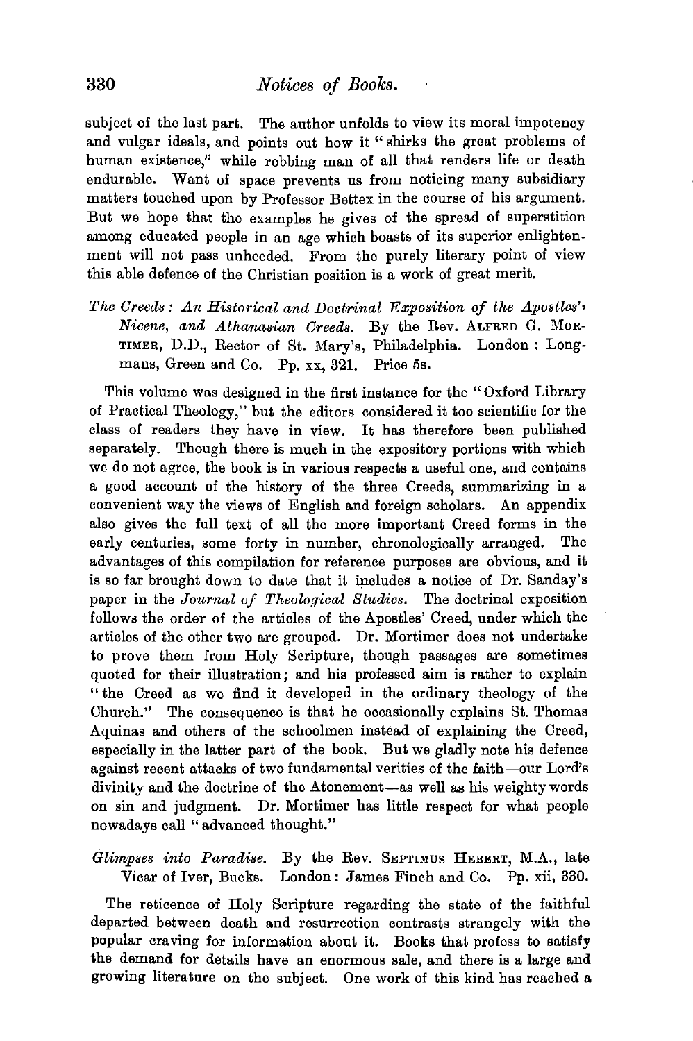subject of the last part. The author unfolds to view its moral impotency and vulgar ideals, and points out how it "shirks the great problems of human existence," while robbing man of all that renders life or death endurable. Want of space prevents us from noticing many subsidiary matters touched upon by Professor Bettex in the course of his argument. But we hope that the examples he gives of the spread of superstition among educated people in an age which boasts of its superior enlightenment will not pass unheeded. From the purely literary point of view this able defence of the Christian position is a work of great merit.

*The Creeds: An Historical and Doctrinal Exposition of the Apostles', Nicene, and Athanasian Creeds.* By the Rev. ALFRED G. MORTIMER, D.D., Rector of St. Mary's, Philadelphia. London: Longmans, Green and Co. Pp. xx, 321. Price 5s.

This volume was designed in the first instance for the "Oxford Library of Practical Theology," but the editors considered it too scientific for the class of readers they have in view. It has therefore been published separately. Though there is much in the expository portions with which we do not agree, the book is in various respects a useful one, and contains a good account of the history of the three Creeds, summarizing in a convenient way the views of English and foreign scholars. An appendix also gives the full text of all the more important Creed forms in the early centuries, some forty in number, chronologically arranged. The advantages of this compilation for reference purposes are obvious, and it is so far brought down to date that it includes a notice of Dr. Sanday's paper in the *Journal of Theological Studies.* The doctrinal exposition follows the order of the articles of the Apostles' Creed, under which the articles of the other two are grouped. Dr. Mortimer does not undertake to prove them from Holy Scripture, though passages are sometimes quoted for their illustration; and his professed aim is rather to explain "the Creed as we find it developed in the ordinary theology of the Church." The consequence is that he occasionally explains St. Thomas Aquinas and others of the schoolmen instead of explaining the Creed, especially in the latter part of the book. But we gladly note his defence against recent attacks of two fundamental verities of the faith—our Lord's divinity and the doctrine of the Atonement—as well as his weighty words on sin and judgment. Dr. Mortimer has little respect for what people nowadays call "advanced thought."

*Glimpses into Paradise.* By the Rev. SEPTIMUS HEBERT, M.A., late Vicar of Iver, Bucks. London: James Finch and Co. Pp. xii, 330.

The reticence of Holy Scripture regarding the state of the faithful departed between death and resurrection contrasts strangely with the popular craving for information about it. Books that profess to satisfy the demand for details have an enormous sale, and there is a large and growing literature on the subject. One work of this kind has reached a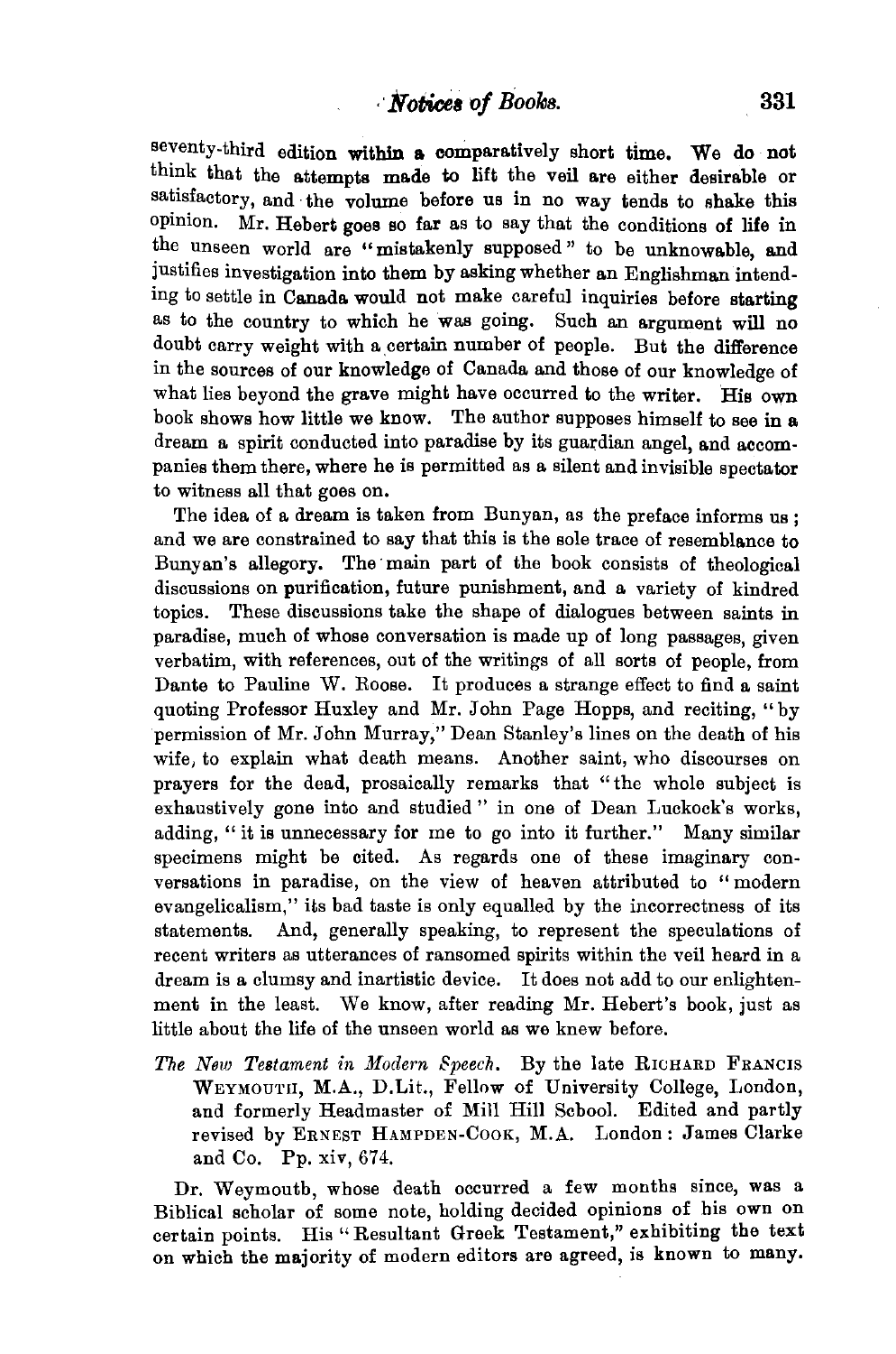seventy-third edition within a comparatively short time. We do not think that the attempts made to lift the veil are either desirable or satisfactory, and the volume before us in no way tends to shake this opinion. Mr. Hebert goes so far as to say that the conditions of life in the unseen world are "mistakenly supposed" to be unknowable, and justifies investigation into them by asking whether an Englishman intending to settle in Canada would not make careful inquiries before starting as to the country to which he was going. Such an argument will no doubt carry weight with a certain number of people. But the difference in the sources of our knowledge of Canada and those of our knowledge of what lies beyond the grave might have occurred to the writer. His own book shows how little we know. The author supposes himself to see in a dream a spirit conducted into paradise by its guardian angel, and accompanies them there, where he is permitted as a silent and invisible spectator to witness all that goes on.

The idea of a dream is taken from Bunyan, as the preface informs us; and we are constrained to say that this is the sole trace of resemblance to Bunyan's allegory. The main part of the book consists of theological discussions on purification, future punishment, and a variety of kindred topics. These discussions take the shape of dialogues between saints in paradise, much of whose conversation is made up of long passages, given verbatim, with references, out of the writings of all sorts of people, from Dante to Pauline W. Roose. It produces a strange effect to find a saint quoting Professor Huxley and Mr. John Page Hopps, and reciting, "by permission of Mr. John Murray," Dean Stanley's lines on the death of his wife, to explain what death means. Another saint, who discourses on prayers for the dead, prosaically remarks that "the whole subject is exhaustively gone into and studied" in one of Dean Luckock's works, adding, "it is unnecessary for me to go into it further." Many similar specimens might be cited. As regards one of these imaginary conversations in paradise, on the view of heaven attributed to "modern evangelicalism," its bad taste is only equalled by the incorrectness of its statements. And, generally speaking, to represent the speculations of recent writers as utterances of ransomed spirits within the veil heard in a dream is a clumsy and inartistic device. It does not add to our enlightenment in the least. We know, after reading Mr. Hebert's book, just as little about the life of the unseen world as we knew before.

*The New Testament in Modern Speech.* By the late RICHARD FRANCIS WEYMOUTH, M.A., D.Lit., Fellow of University College, London, and formerly Headmaster of Mill Hill School. Edited and partly revised by ERNEST HAMPDEN-COOK, M.A. London: James Clarke and Co. Pp. xiv, 674.

Dr. Weymouth, whose death occurred a few months since, was a Biblical scholar of some note, holding decided opinions of his own on certain points. His "Resultant Greek Testament," exhibiting the text on which the majority of modern editors are agreed, is known to many.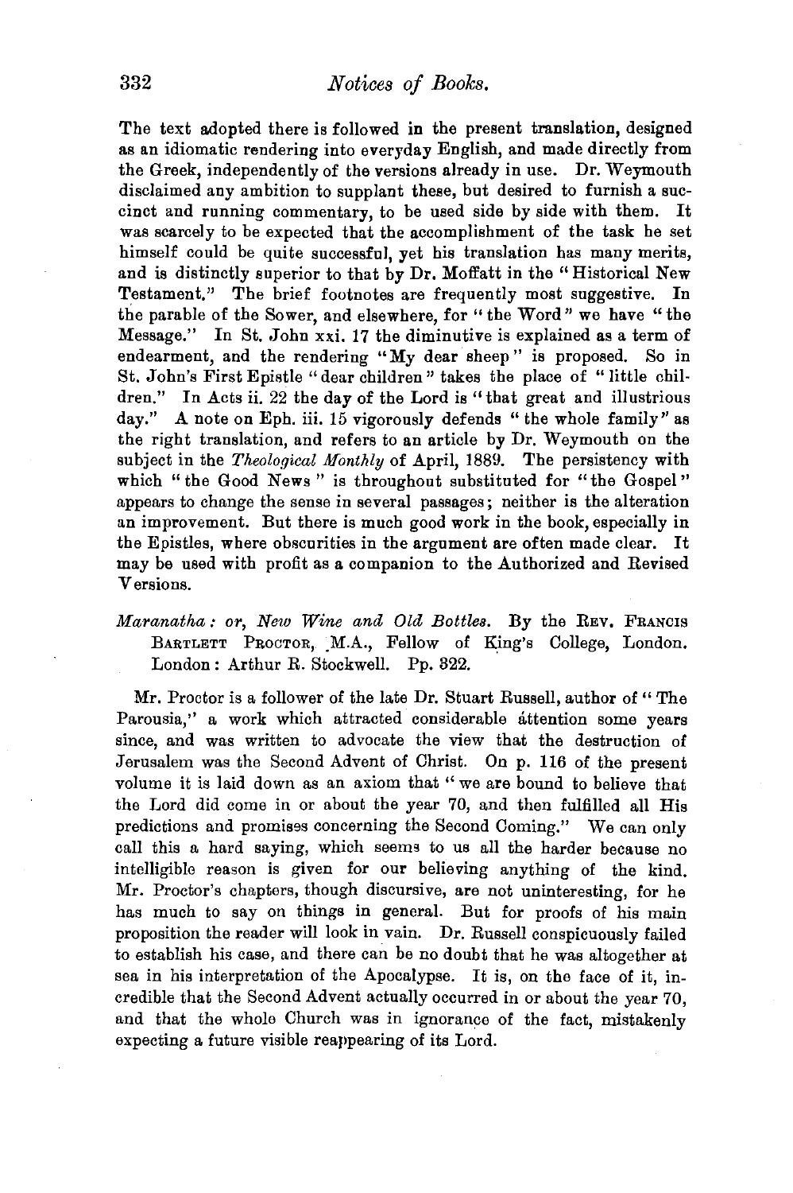The text adopted there is followed in the present translation, designed as an idiomatic rendering into everyday English, and made directly from the Greek, independently of the versions already in use. Dr. Weymouth disclaimed any ambition to supplant these, but desired to furnish a succinct and running commentary, to be used side by side with them. It was scarcely to be expected that the accomplishment of the task he set himself could be quite successful, yet his translation has many merits, and is distinctly superior to that by Dr. Moffatt in the "Historical New Testament." The brief footnotes are frequently most suggestive. In the parable of the Sower, and elsewhere, for "the Word" we have "the Message." In St. John xxi. 17 the diminutive is explained as a term of endearment, and the rendering "My dear sheep" is proposed. So in St. John's First Epistle "dear children" takes the place of "little children." In Acts ii. 22 the day of the Lord is "that great and illustrious day." A note on Eph. iii. 15 vigorously defends "the whole family" as the right translation, and refers to an article by Dr. Weymouth on the subject in the *Theological Monthly* of April, 1889. The persistency with which "the Good News" is throughout substituted for "the Gospel" appears to change the sense in several passages; neither is the alteration an improvement. But there is much good work in the book, especially in the Epistles, where obscurities in the argument are often made clear. It may be used with profit as a companion to the Authorized and Revised Versions.

*Maranatha: or, New Wine and Old Bottles.* By the REV. FRANCIS BARTLETT PROCTOR, M.A., Fellow of King's College, London. London: Arthur R. Stockwell. Pp. 322.

Mr. Proctor is a follower of the late Dr. Stuart Russell, author of "The Parousia," a work which attracted considerable áttention some years since, and was written to advocate the view that the destruction of Jerusalem was the Second Advent of Christ. On p. 116 of the present volume it is laid down as an axiom that "we are bound to believe that the Lord did come in or about the year 70, and then fulfilled all His predictions and promises concerning the Second Coming." We can only call this a hard saying, which seems to us all the harder because no intelligible reason is given for our believing anything of the kind. Mr. Proctor's chapters, though discursive, are not uninteresting, for he has much to say on things in general. But for proofs of his main proposition the reader will look in vain. Dr. Russell conspicuously failed to establish his case, and there can be no doubt that he was altogether at sea in his interpretation of the Apocalypse. It is, on the face of it, incredible that the Second Advent actually occurred in or about the year 70, and that the whole Church was in ignorance of the fact, mistakenly expecting a future visible reappearing of its Lord.